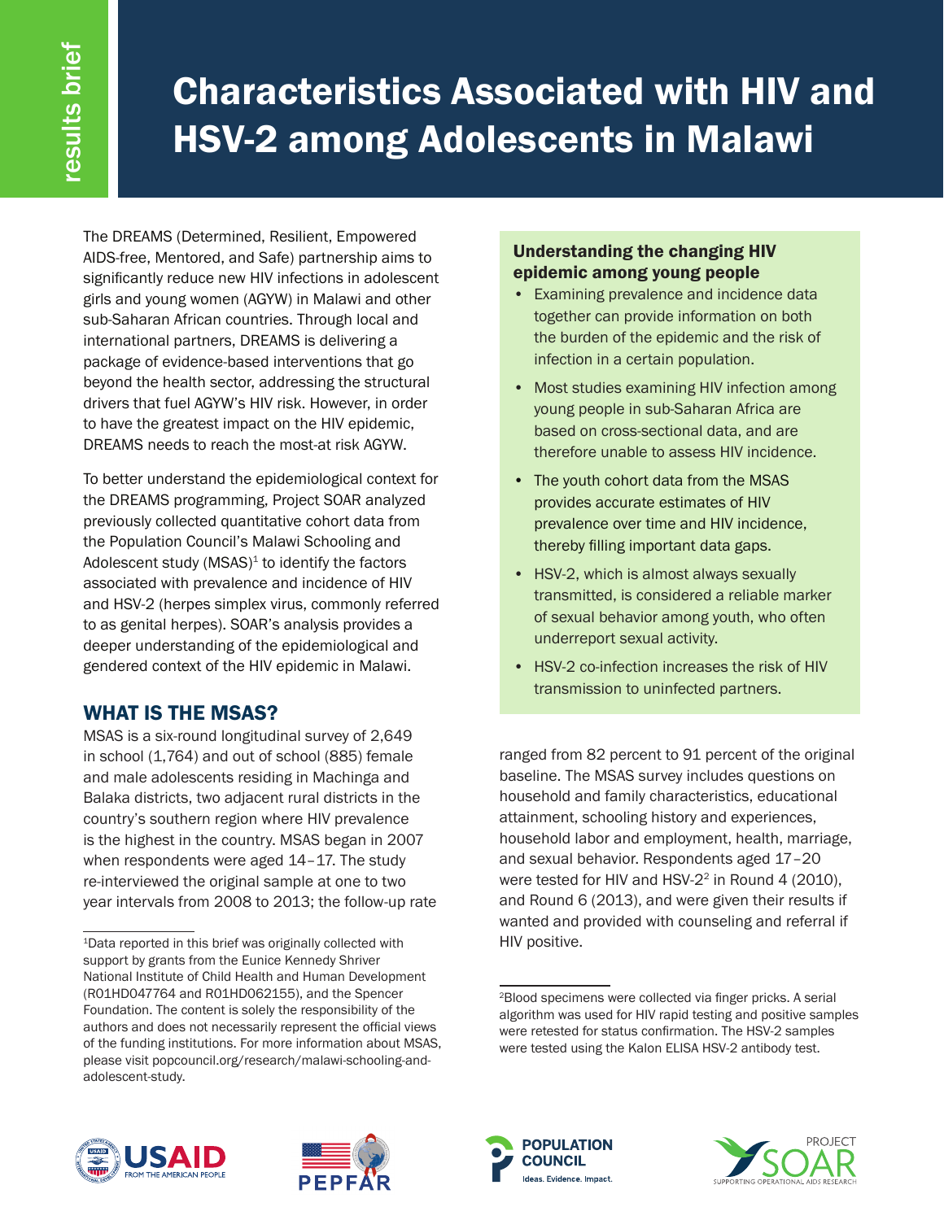results brief

# Characteristics Associated with HIV and HSV-2 among Adolescents in Malawi

The DREAMS (Determined, Resilient, Empowered AIDS-free, Mentored, and Safe) partnership aims to significantly reduce new HIV infections in adolescent girls and young women (AGYW) in Malawi and other sub-Saharan African countries. Through local and international partners, DREAMS is delivering a package of evidence-based interventions that go beyond the health sector, addressing the structural drivers that fuel AGYW's HIV risk. However, in order to have the greatest impact on the HIV epidemic, DREAMS needs to reach the most-at risk AGYW.

To better understand the epidemiological context for the DREAMS programming, Project SOAR analyzed previously collected quantitative cohort data from the Population Council's Malawi Schooling and Adolescent study (MSAS)[1] to identify the factors associated with prevalence and incidence of HIV and HSV-2 (herpes simplex virus, commonly referred to as genital herpes). SOAR's analysis provides a deeper understanding of the epidemiological and gendered context of the HIV epidemic in Malawi.

### Understanding the changing HIV epidemic among young people

- Examining prevalence and incidence data together can provide information on both the burden of the epidemic and the risk of infection in a certain population.
- Most studies examining HIV infection among young people in sub-Saharan Africa are based on cross-sectional data, and are therefore unable to assess HIV incidence.
- The youth cohort data from the MSAS provides accurate estimates of HIV prevalence over time and HIV incidence, thereby filling important data gaps.
- HSV-2, which is almost always sexually transmitted, is considered a reliable marker of sexual behavior among youth, who often underreport sexual activity.
- HSV-2 co-infection increases the risk of HIV transmission to uninfected partners.

## WHAT IS THE MSAS?

MSAS is a six-round longitudinal survey of 2,649 in school (1,764) and out of school (885) female and male adolescents residing in Machinga and Balaka districts, two adjacent rural districts in the country's southern region where HIV prevalence is the highest in the country. MSAS began in 2007 when respondents were aged 14–17. The study re-interviewed the original sample at one to two year intervals from 2008 to 2013; the follow-up rate ranged from 82 percent to 91 percent of the original baseline. The MSAS survey includes questions on household and family characteristics, educational attainment, schooling history and experiences, household labor and employment, health, marriage, and sexual behavior. Respondents aged 17–20 were tested for HIV and HSV-2[2] in Round 4 (2010), and Round 6 (2013), and were given their results if wanted and provided with counseling and referral if HIV positive.

[1]Data reported in this brief was originally collected with support by grants from the Eunice Kennedy Shriver National Institute of Child Health and Human Development (R01HD047764 and R01HD062155), and the Spencer Foundation. The content is solely the responsibility of the authors and does not necessarily represent the official views of the funding institutions. For more information about MSAS, please visit popcouncil.org/research/malawi-schooling-and-adolescent-study.

[2]Blood specimens were collected via finger pricks. A serial algorithm was used for HIV rapid testing and positive samples were retested for status confirmation. The HSV-2 samples were tested using the Kalon ELISA HSV-2 antibody test.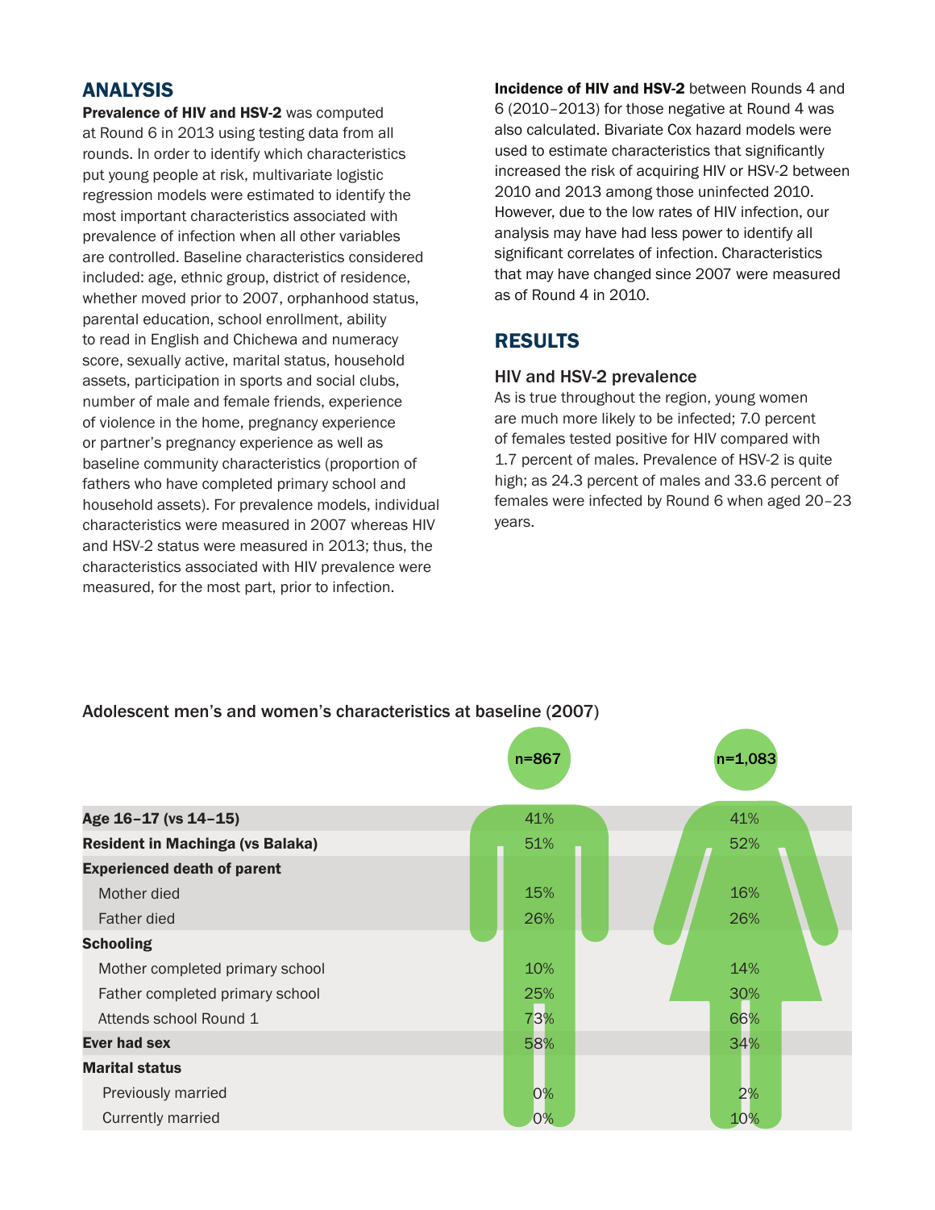## ANALYSIS

**Prevalence of HIV and HSV-2** was computed at Round 6 in 2013 using testing data from all rounds. In order to identify which characteristics put young people at risk, multivariate logistic regression models were estimated to identify the most important characteristics associated with prevalence of infection when all other variables are controlled. Baseline characteristics considered included: age, ethnic group, district of residence, whether moved prior to 2007, orphanhood status, parental education, school enrollment, ability to read in English and Chichewa and numeracy score, sexually active, marital status, household assets, participation in sports and social clubs, number of male and female friends, experience of violence in the home, pregnancy experience or partner's pregnancy experience as well as baseline community characteristics (proportion of fathers who have completed primary school and household assets). For prevalence models, individual characteristics were measured in 2007 whereas HIV and HSV-2 status were measured in 2013; thus, the characteristics associated with HIV prevalence were measured, for the most part, prior to infection.

**Incidence of HIV and HSV-2** between Rounds 4 and 6 (2010–2013) for those negative at Round 4 was also calculated. Bivariate Cox hazard models were used to estimate characteristics that significantly increased the risk of acquiring HIV or HSV-2 between 2010 and 2013 among those uninfected 2010. However, due to the low rates of HIV infection, our analysis may have had less power to identify all significant correlates of infection. Characteristics that may have changed since 2007 were measured as of Round 4 in 2010.

## RESULTS

### HIV and HSV-2 prevalence

As is true throughout the region, young women are much more likely to be infected; 7.0 percent of females tested positive for HIV compared with 1.7 percent of males. Prevalence of HSV-2 is quite high; as 24.3 percent of males and 33.6 percent of females were infected by Round 6 when aged 20–23 years.

Adolescent men's and women's characteristics at baseline (2007)

| | Males (n=867) | Females (n=1,083) |
|---|---|---|
| **Age 16–17 (vs 14–15)** | 41% | 41% |
| **Resident in Machinga (vs Balaka)** | 51% | 52% |
| **Experienced death of parent** | | |
| Mother died | 15% | 16% |
| Father died | 26% | 26% |
| **Schooling** | | |
| Mother completed primary school | 10% | 14% |
| Father completed primary school | 25% | 30% |
| Attends school Round 1 | 73% | 66% |
| **Ever had sex** | 58% | 34% |
| **Marital status** | | |
| Previously married | 0% | 2% |
| Currently married | 0% | 10% |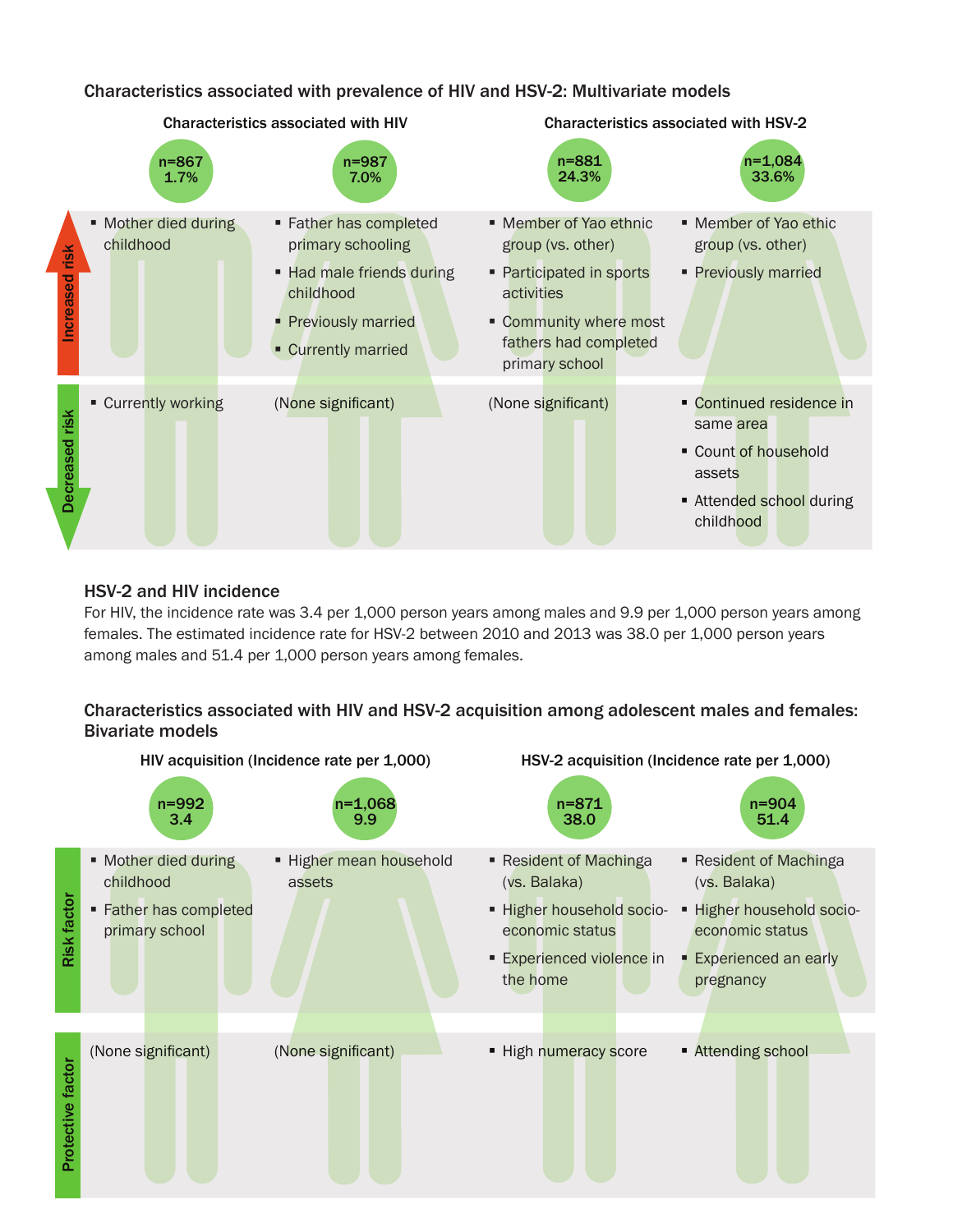## Characteristics associated with prevalence of HIV and HSV-2: Multivariate models

| | Characteristics associated with HIV | | Characteristics associated with HSV-2 | |
|---|---|---|---|---|
| | n=867 1.7% | n=987 7.0% | n=881 24.3% | n=1,084 33.6% |
| Increased risk | Mother died during childhood | Father has completed primary schooling; Had male friends during childhood; Previously married; Currently married | Member of Yao ethnic group (vs. other); Participated in sports activities; Community where most fathers had completed primary school | Member of Yao ethic group (vs. other); Previously married |
| Decreased risk | Currently working | (None significant) | (None significant) | Continued residence in same area; Count of household assets; Attended school during childhood |

## HSV-2 and HIV incidence

For HIV, the incidence rate was 3.4 per 1,000 person years among males and 9.9 per 1,000 person years among females. The estimated incidence rate for HSV-2 between 2010 and 2013 was 38.0 per 1,000 person years among males and 51.4 per 1,000 person years among females.

## Characteristics associated with HIV and HSV-2 acquisition among adolescent males and females: Bivariate models

| | HIV acquisition (Incidence rate per 1,000) | | HSV-2 acquisition (Incidence rate per 1,000) | |
|---|---|---|---|---|
| | n=992 3.4 | n=1,068 9.9 | n=871 38.0 | n=904 51.4 |
| Risk factor | Mother died during childhood; Father has completed primary school | Higher mean household assets | Resident of Machinga (vs. Balaka); Higher household socio-economic status; Experienced violence in the home | Resident of Machinga (vs. Balaka); Higher household socio-economic status; Experienced an early pregnancy |
| Protective factor | (None significant) | (None significant) | High numeracy score | Attending school |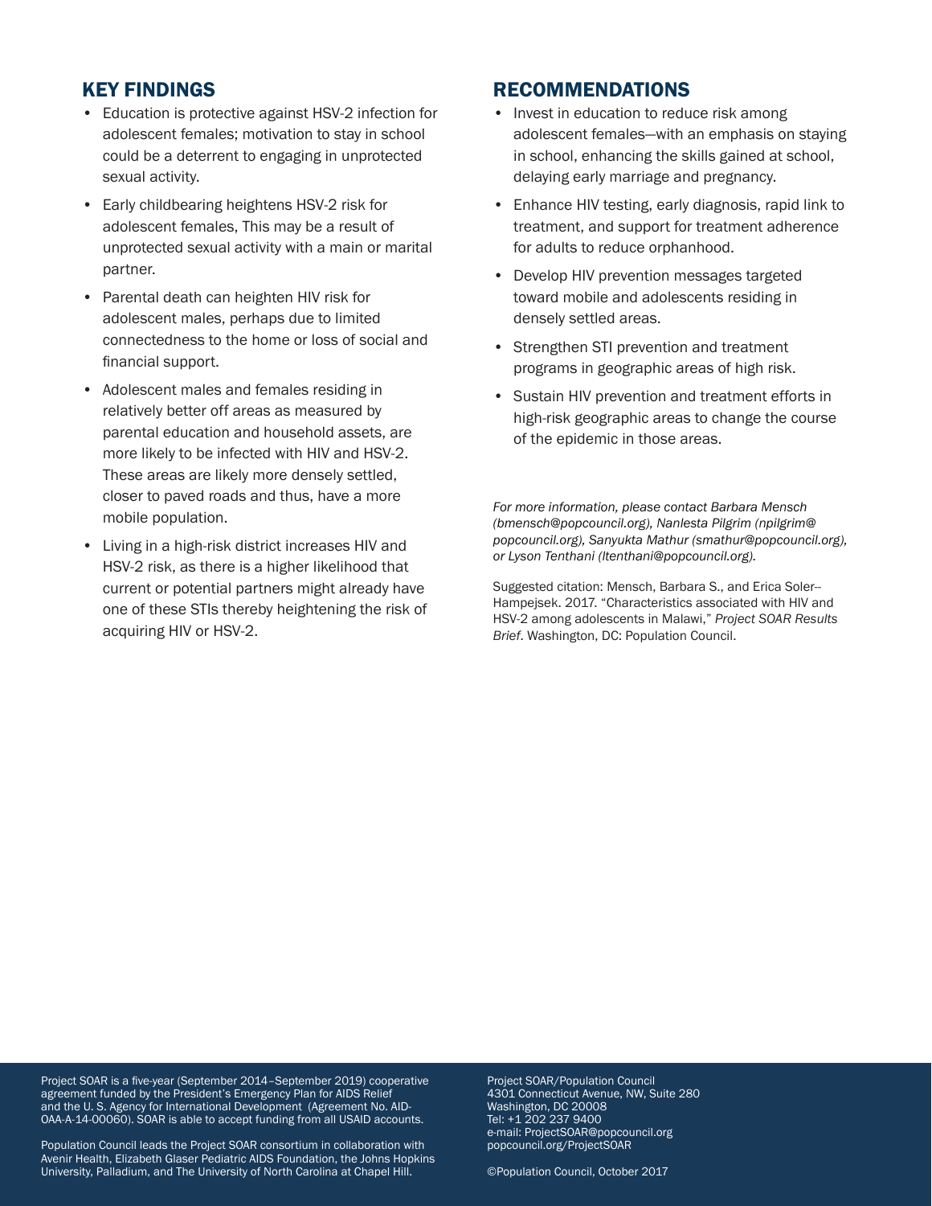## KEY FINDINGS

- Education is protective against HSV-2 infection for adolescent females; motivation to stay in school could be a deterrent to engaging in unprotected sexual activity.
- Early childbearing heightens HSV-2 risk for adolescent females, This may be a result of unprotected sexual activity with a main or marital partner.
- Parental death can heighten HIV risk for adolescent males, perhaps due to limited connectedness to the home or loss of social and financial support.
- Adolescent males and females residing in relatively better off areas as measured by parental education and household assets, are more likely to be infected with HIV and HSV-2. These areas are likely more densely settled, closer to paved roads and thus, have a more mobile population.
- Living in a high-risk district increases HIV and HSV-2 risk, as there is a higher likelihood that current or potential partners might already have one of these STIs thereby heightening the risk of acquiring HIV or HSV-2.

## RECOMMENDATIONS

- Invest in education to reduce risk among adolescent females—with an emphasis on staying in school, enhancing the skills gained at school, delaying early marriage and pregnancy.
- Enhance HIV testing, early diagnosis, rapid link to treatment, and support for treatment adherence for adults to reduce orphanhood.
- Develop HIV prevention messages targeted toward mobile and adolescents residing in densely settled areas.
- Strengthen STI prevention and treatment programs in geographic areas of high risk.
- Sustain HIV prevention and treatment efforts in high-risk geographic areas to change the course of the epidemic in those areas.

*For more information, please contact Barbara Mensch (bmensch@popcouncil.org), Nanlesta Pilgrim (npilgrim@popcouncil.org), Sanyukta Mathur (smathur@popcouncil.org), or Lyson Tenthani (ltenthani@popcouncil.org).*

Suggested citation: Mensch, Barbara S., and Erica Soler--Hampejsek. 2017. "Characteristics associated with HIV and HSV-2 among adolescents in Malawi," *Project SOAR Results Brief*. Washington, DC: Population Council.

Project SOAR is a five-year (September 2014–September 2019) cooperative agreement funded by the President's Emergency Plan for AIDS Relief and the U. S. Agency for International Development (Agreement No. AID-OAA-A-14-00060). SOAR is able to accept funding from all USAID accounts.

Population Council leads the Project SOAR consortium in collaboration with Avenir Health, Elizabeth Glaser Pediatric AIDS Foundation, the Johns Hopkins University, Palladium, and The University of North Carolina at Chapel Hill.

Project SOAR/Population Council
4301 Connecticut Avenue, NW, Suite 280
Washington, DC 20008
Tel: +1 202 237 9400
e-mail: ProjectSOAR@popcouncil.org
popcouncil.org/ProjectSOAR

©Population Council, October 2017